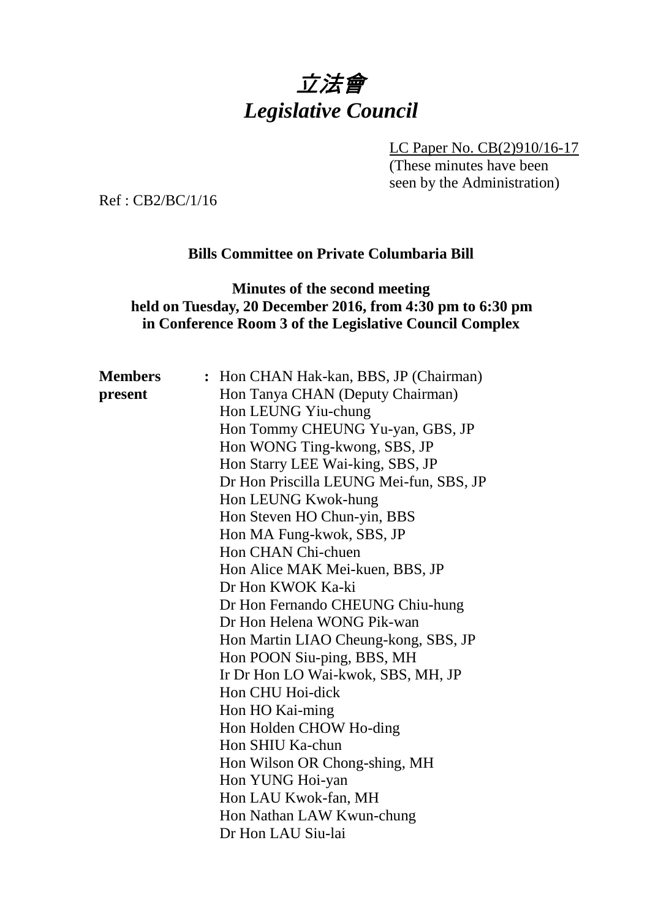# 立法會
# *Legislative Council*

LC Paper No. CB(2)910/16-17
(These minutes have been seen by the Administration)

Ref : CB2/BC/1/16

**Bills Committee on Private Columbaria Bill**

**Minutes of the second meeting held on Tuesday, 20 December 2016, from 4:30 pm to 6:30 pm in Conference Room 3 of the Legislative Council Complex**

**Members present** : Hon CHAN Hak-kan, BBS, JP (Chairman)
Hon Tanya CHAN (Deputy Chairman)
Hon LEUNG Yiu-chung
Hon Tommy CHEUNG Yu-yan, GBS, JP
Hon WONG Ting-kwong, SBS, JP
Hon Starry LEE Wai-king, SBS, JP
Dr Hon Priscilla LEUNG Mei-fun, SBS, JP
Hon LEUNG Kwok-hung
Hon Steven HO Chun-yin, BBS
Hon MA Fung-kwok, SBS, JP
Hon CHAN Chi-chuen
Hon Alice MAK Mei-kuen, BBS, JP
Dr Hon KWOK Ka-ki
Dr Hon Fernando CHEUNG Chiu-hung
Dr Hon Helena WONG Pik-wan
Hon Martin LIAO Cheung-kong, SBS, JP
Hon POON Siu-ping, BBS, MH
Ir Dr Hon LO Wai-kwok, SBS, MH, JP
Hon CHU Hoi-dick
Hon HO Kai-ming
Hon Holden CHOW Ho-ding
Hon SHIU Ka-chun
Hon Wilson OR Chong-shing, MH
Hon YUNG Hoi-yan
Hon LAU Kwok-fan, MH
Hon Nathan LAW Kwun-chung
Dr Hon LAU Siu-lai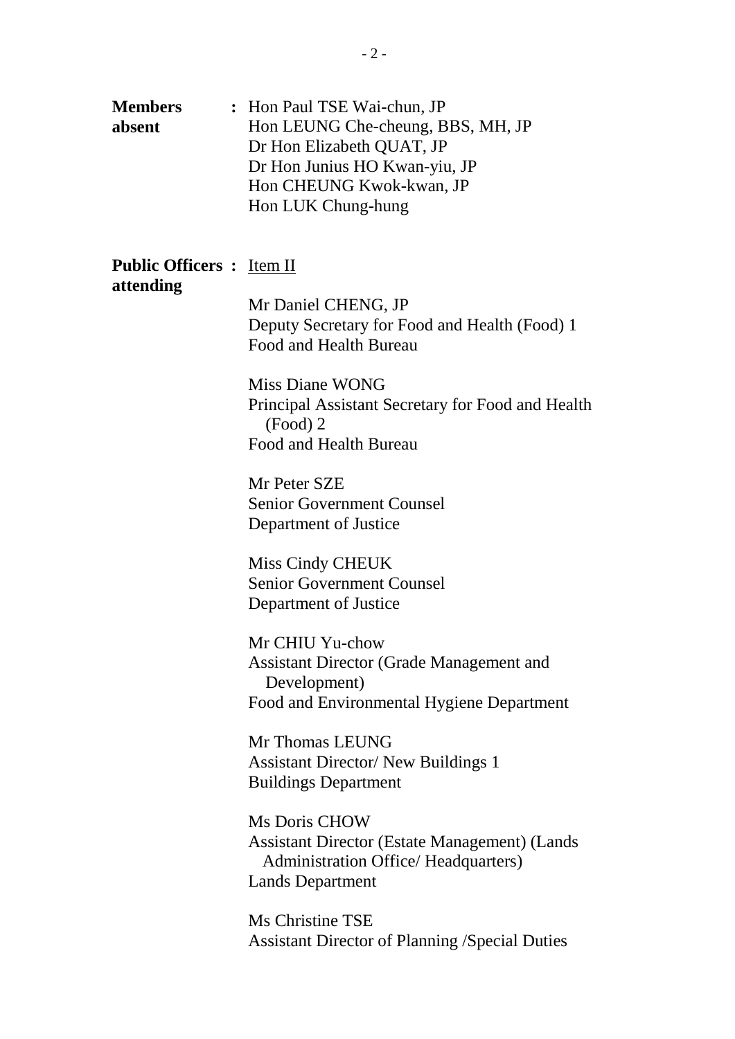**Members absent** : Hon Paul TSE Wai-chun, JP
Hon LEUNG Che-cheung, BBS, MH, JP
Dr Hon Elizabeth QUAT, JP
Dr Hon Junius HO Kwan-yiu, JP
Hon CHEUNG Kwok-kwan, JP
Hon LUK Chung-hung

**Public Officers attending** : Item II

Mr Daniel CHENG, JP
Deputy Secretary for Food and Health (Food) 1
Food and Health Bureau

Miss Diane WONG
Principal Assistant Secretary for Food and Health (Food) 2
Food and Health Bureau

Mr Peter SZE
Senior Government Counsel
Department of Justice

Miss Cindy CHEUK
Senior Government Counsel
Department of Justice

Mr CHIU Yu-chow
Assistant Director (Grade Management and Development)
Food and Environmental Hygiene Department

Mr Thomas LEUNG
Assistant Director/ New Buildings 1
Buildings Department

Ms Doris CHOW
Assistant Director (Estate Management) (Lands Administration Office/ Headquarters)
Lands Department

Ms Christine TSE
Assistant Director of Planning /Special Duties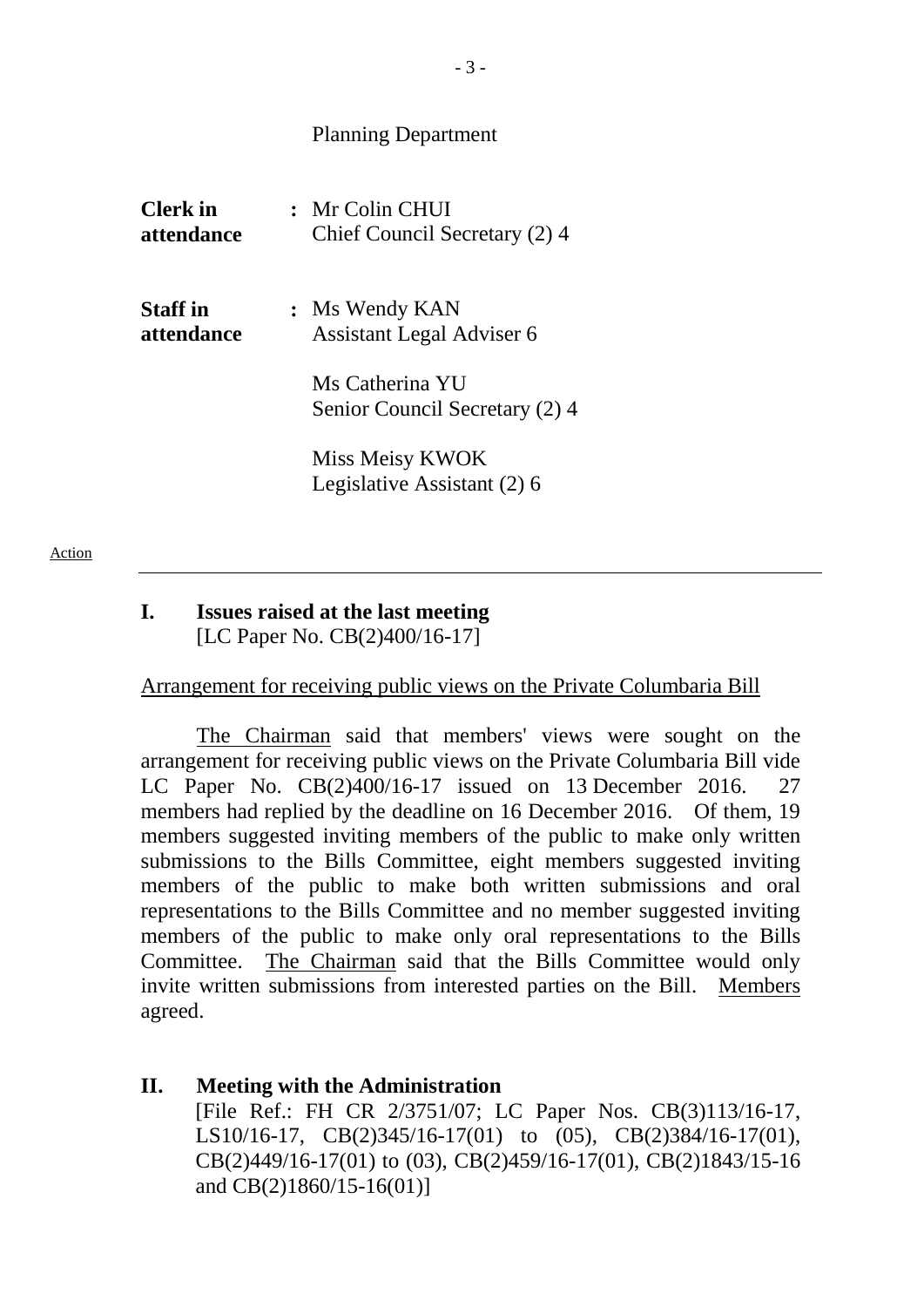Planning Department

| | | |
|---|---|---|
| **Clerk in attendance** | : | Mr Colin CHUI<br>Chief Council Secretary (2) 4 |
| **Staff in attendance** | : | Ms Wendy KAN<br>Assistant Legal Adviser 6<br><br>Ms Catherina YU<br>Senior Council Secretary (2) 4<br><br>Miss Meisy KWOK<br>Legislative Assistant (2) 6 |

Action

---

## I. Issues raised at the last meeting
[LC Paper No. CB(2)400/16-17]

Arrangement for receiving public views on the Private Columbaria Bill

The Chairman said that members' views were sought on the arrangement for receiving public views on the Private Columbaria Bill vide LC Paper No. CB(2)400/16-17 issued on 13 December 2016. 27 members had replied by the deadline on 16 December 2016. Of them, 19 members suggested inviting members of the public to make only written submissions to the Bills Committee, eight members suggested inviting members of the public to make both written submissions and oral representations to the Bills Committee and no member suggested inviting members of the public to make only oral representations to the Bills Committee. The Chairman said that the Bills Committee would only invite written submissions from interested parties on the Bill. Members agreed.

## II. Meeting with the Administration
[File Ref.: FH CR 2/3751/07; LC Paper Nos. CB(3)113/16-17, LS10/16-17, CB(2)345/16-17(01) to (05), CB(2)384/16-17(01), CB(2)449/16-17(01) to (03), CB(2)459/16-17(01), CB(2)1843/15-16 and CB(2)1860/15-16(01)]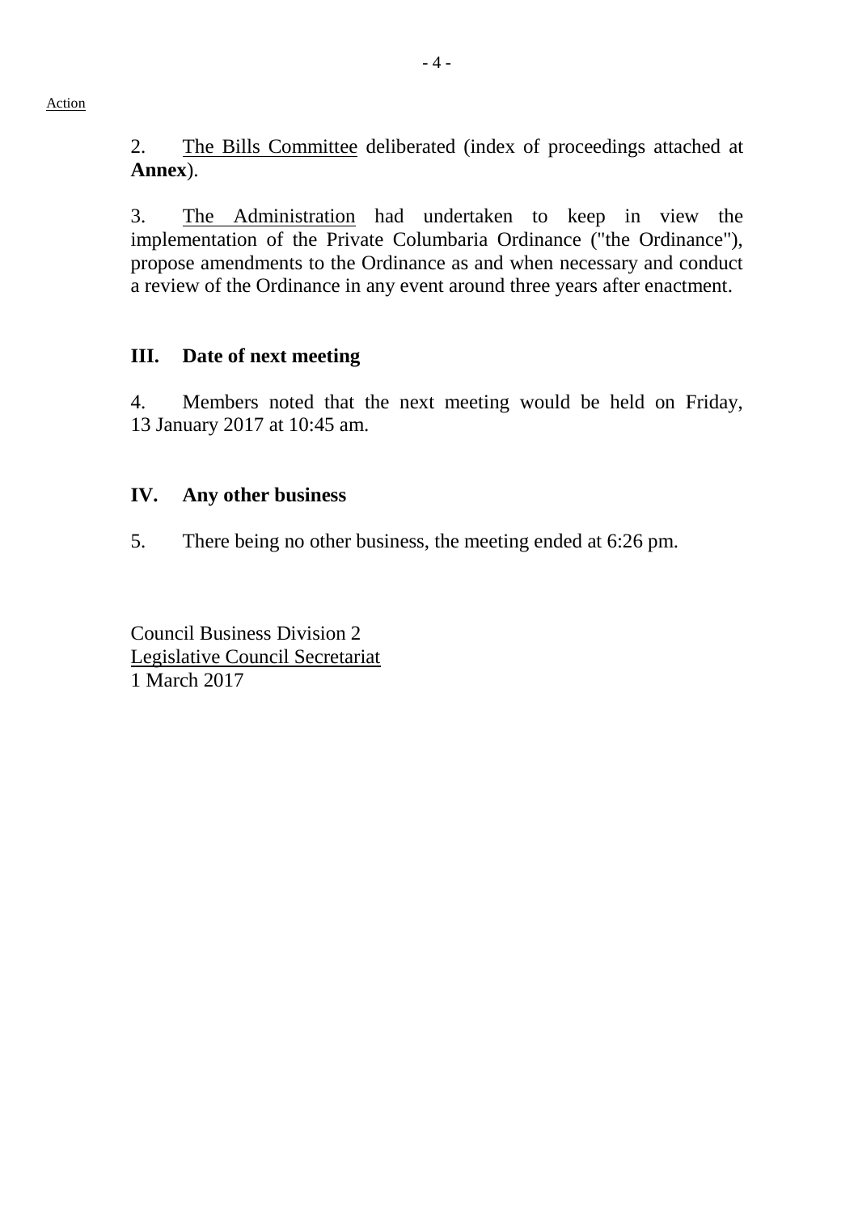Action

2. The Bills Committee deliberated (index of proceedings attached at **Annex**).

3. The Administration had undertaken to keep in view the implementation of the Private Columbaria Ordinance ("the Ordinance"), propose amendments to the Ordinance as and when necessary and conduct a review of the Ordinance in any event around three years after enactment.

## III. Date of next meeting

4. Members noted that the next meeting would be held on Friday, 13 January 2017 at 10:45 am.

## IV. Any other business

5. There being no other business, the meeting ended at 6:26 pm.

Council Business Division 2
Legislative Council Secretariat
1 March 2017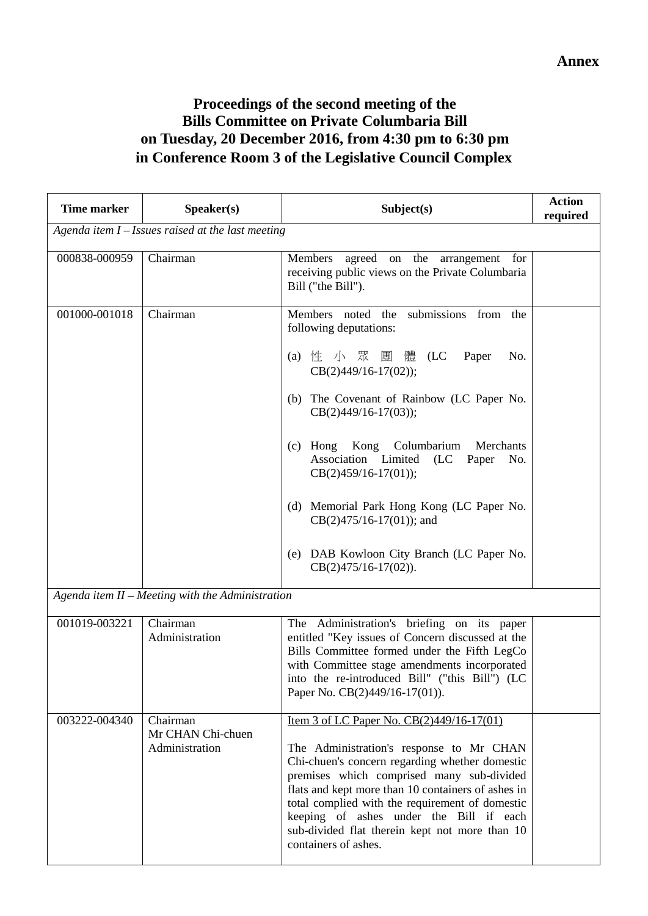**Annex**

# Proceedings of the second meeting of the Bills Committee on Private Columbaria Bill on Tuesday, 20 December 2016, from 4:30 pm to 6:30 pm in Conference Room 3 of the Legislative Council Complex

| Time marker | Speaker(s) | Subject(s) | Action required |
|---|---|---|---|
| *Agenda item I – Issues raised at the last meeting* | | | |
| 000838-000959 | Chairman | Members agreed on the arrangement for receiving public views on the Private Columbaria Bill ("the Bill"). | |
| 001000-001018 | Chairman | Members noted the submissions from the following deputations:<br><br>(a) 性小眾團體 (LC Paper No. CB(2)449/16-17(02));<br><br>(b) The Covenant of Rainbow (LC Paper No. CB(2)449/16-17(03));<br><br>(c) Hong Kong Columbarium Merchants Association Limited (LC Paper No. CB(2)459/16-17(01));<br><br>(d) Memorial Park Hong Kong (LC Paper No. CB(2)475/16-17(01)); and<br><br>(e) DAB Kowloon City Branch (LC Paper No. CB(2)475/16-17(02)). | |
| *Agenda item II – Meeting with the Administration* | | | |
| 001019-003221 | Chairman<br>Administration | The Administration's briefing on its paper entitled "Key issues of Concern discussed at the Bills Committee formed under the Fifth LegCo with Committee stage amendments incorporated into the re-introduced Bill" ("this Bill") (LC Paper No. CB(2)449/16-17(01)). | |
| 003222-004340 | Chairman<br>Mr CHAN Chi-chuen<br>Administration | Item 3 of LC Paper No. CB(2)449/16-17(01)<br><br>The Administration's response to Mr CHAN Chi-chuen's concern regarding whether domestic premises which comprised many sub-divided flats and kept more than 10 containers of ashes in total complied with the requirement of domestic keeping of ashes under the Bill if each sub-divided flat therein kept not more than 10 containers of ashes. | |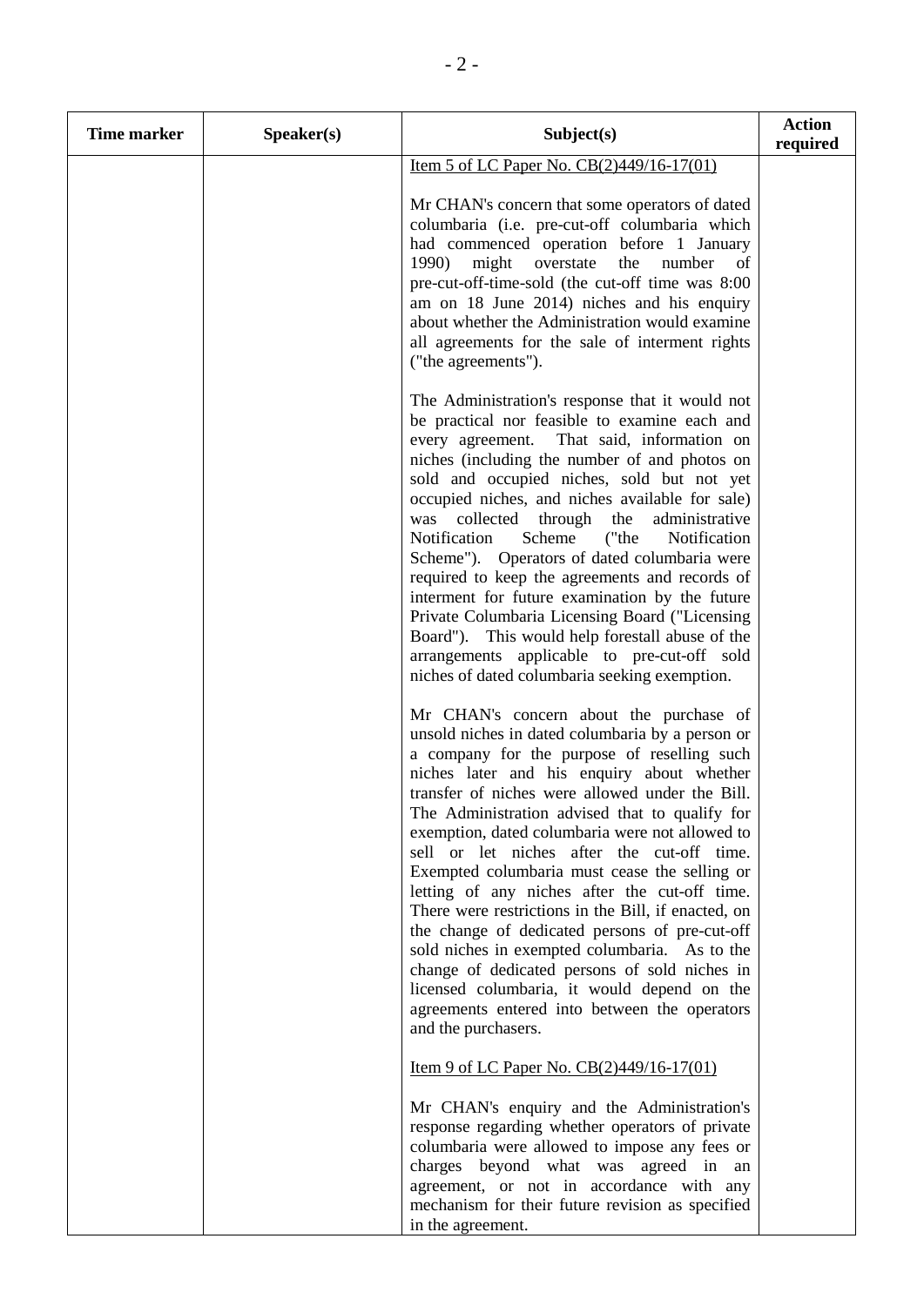| Time marker | Speaker(s) | Subject(s) | Action required |
|---|---|---|---|
| | | Item 5 of LC Paper No. CB(2)449/16-17(01)<br><br>Mr CHAN's concern that some operators of dated columbaria (i.e. pre-cut-off columbaria which had commenced operation before 1 January 1990) might overstate the number of pre-cut-off-time-sold (the cut-off time was 8:00 am on 18 June 2014) niches and his enquiry about whether the Administration would examine all agreements for the sale of interment rights ("the agreements").<br><br>The Administration's response that it would not be practical nor feasible to examine each and every agreement. That said, information on niches (including the number of and photos on sold and occupied niches, sold but not yet occupied niches, and niches available for sale) was collected through the administrative Notification Scheme ("the Notification Scheme"). Operators of dated columbaria were required to keep the agreements and records of interment for future examination by the future Private Columbaria Licensing Board ("Licensing Board"). This would help forestall abuse of the arrangements applicable to pre-cut-off sold niches of dated columbaria seeking exemption.<br><br>Mr CHAN's concern about the purchase of unsold niches in dated columbaria by a person or a company for the purpose of reselling such niches later and his enquiry about whether transfer of niches were allowed under the Bill. The Administration advised that to qualify for exemption, dated columbaria were not allowed to sell or let niches after the cut-off time. Exempted columbaria must cease the selling or letting of any niches after the cut-off time. There were restrictions in the Bill, if enacted, on the change of dedicated persons of pre-cut-off sold niches in exempted columbaria. As to the change of dedicated persons of sold niches in licensed columbaria, it would depend on the agreements entered into between the operators and the purchasers.<br><br>Item 9 of LC Paper No. CB(2)449/16-17(01)<br><br>Mr CHAN's enquiry and the Administration's response regarding whether operators of private columbaria were allowed to impose any fees or charges beyond what was agreed in an agreement, or not in accordance with any mechanism for their future revision as specified in the agreement. | |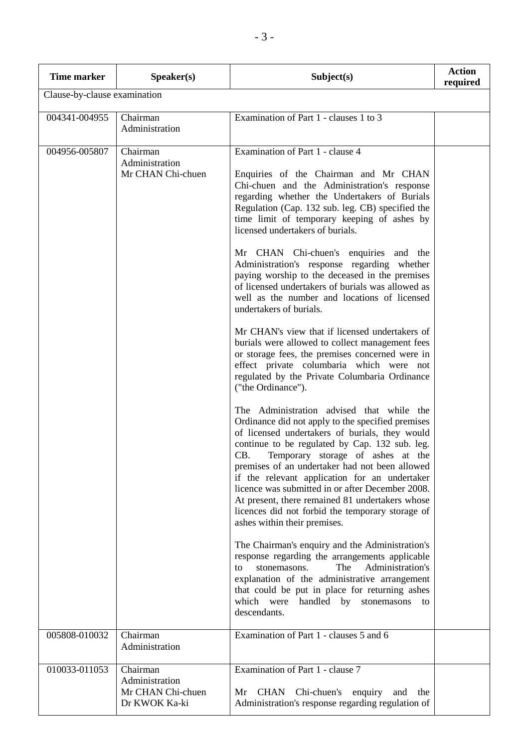| Time marker | Speaker(s) | Subject(s) | Action required |
|---|---|---|---|
| Clause-by-clause examination | | | |
| 004341-004955 | Chairman<br>Administration | Examination of Part 1 - clauses 1 to 3 | |
| 004956-005807 | Chairman<br>Administration<br>Mr CHAN Chi-chuen | Examination of Part 1 - clause 4<br><br>Enquiries of the Chairman and Mr CHAN Chi-chuen and the Administration's response regarding whether the Undertakers of Burials Regulation (Cap. 132 sub. leg. CB) specified the time limit of temporary keeping of ashes by licensed undertakers of burials.<br><br>Mr CHAN Chi-chuen's enquiries and the Administration's response regarding whether paying worship to the deceased in the premises of licensed undertakers of burials was allowed as well as the number and locations of licensed undertakers of burials.<br><br>Mr CHAN's view that if licensed undertakers of burials were allowed to collect management fees or storage fees, the premises concerned were in effect private columbaria which were not regulated by the Private Columbaria Ordinance ("the Ordinance").<br><br>The Administration advised that while the Ordinance did not apply to the specified premises of licensed undertakers of burials, they would continue to be regulated by Cap. 132 sub. leg. CB. Temporary storage of ashes at the premises of an undertaker had not been allowed if the relevant application for an undertaker licence was submitted in or after December 2008. At present, there remained 81 undertakers whose licences did not forbid the temporary storage of ashes within their premises.<br><br>The Chairman's enquiry and the Administration's response regarding the arrangements applicable to stonemasons. The Administration's explanation of the administrative arrangement that could be put in place for returning ashes which were handled by stonemasons to descendants. | |
| 005808-010032 | Chairman<br>Administration | Examination of Part 1 - clauses 5 and 6 | |
| 010033-011053 | Chairman<br>Administration<br>Mr CHAN Chi-chuen<br>Dr KWOK Ka-ki | Examination of Part 1 - clause 7<br><br>Mr CHAN Chi-chuen's enquiry and the Administration's response regarding regulation of | |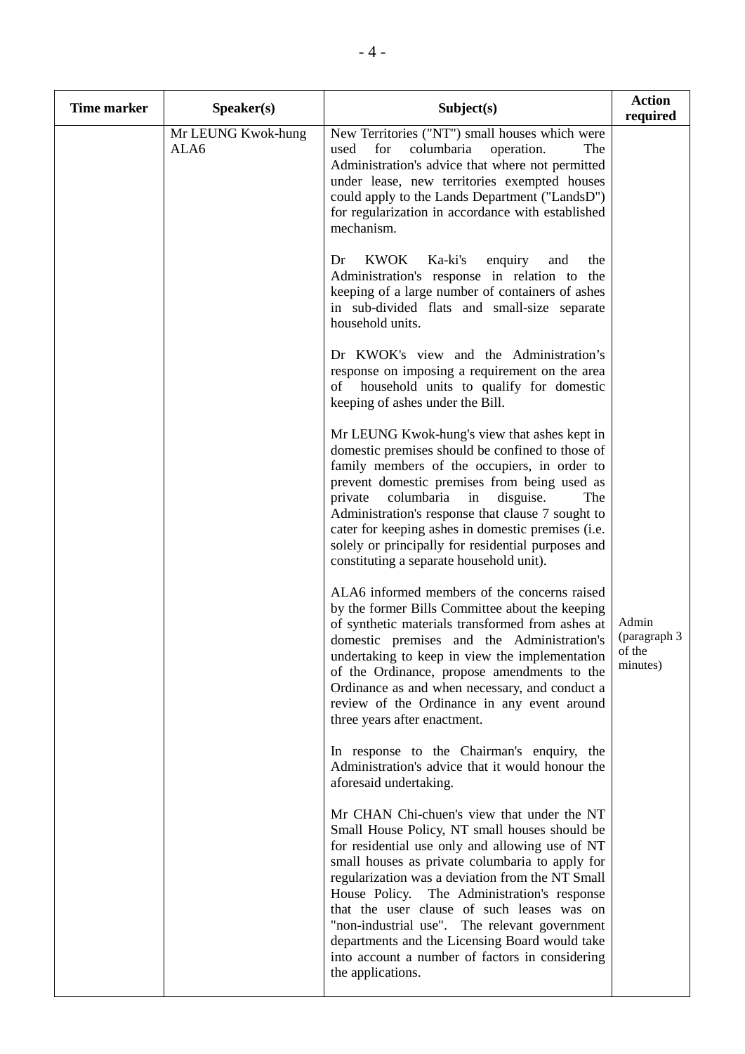| Time marker | Speaker(s) | Subject(s) | Action required |
|---|---|---|---|
| | Mr LEUNG Kwok-hung<br>ALA6 | New Territories ("NT") small houses which were used for columbaria operation. The Administration's advice that where not permitted under lease, new territories exempted houses could apply to the Lands Department ("LandsD") for regularization in accordance with established mechanism.<br><br>Dr KWOK Ka-ki's enquiry and the Administration's response in relation to the keeping of a large number of containers of ashes in sub-divided flats and small-size separate household units.<br><br>Dr KWOK's view and the Administration's response on imposing a requirement on the area of household units to qualify for domestic keeping of ashes under the Bill.<br><br>Mr LEUNG Kwok-hung's view that ashes kept in domestic premises should be confined to those of family members of the occupiers, in order to prevent domestic premises from being used as private columbaria in disguise. The Administration's response that clause 7 sought to cater for keeping ashes in domestic premises (i.e. solely or principally for residential purposes and constituting a separate household unit).<br><br>ALA6 informed members of the concerns raised by the former Bills Committee about the keeping of synthetic materials transformed from ashes at domestic premises and the Administration's undertaking to keep in view the implementation of the Ordinance, propose amendments to the Ordinance as and when necessary, and conduct a review of the Ordinance in any event around three years after enactment.<br><br>In response to the Chairman's enquiry, the Administration's advice that it would honour the aforesaid undertaking.<br><br>Mr CHAN Chi-chuen's view that under the NT Small House Policy, NT small houses should be for residential use only and allowing use of NT small houses as private columbaria to apply for regularization was a deviation from the NT Small House Policy. The Administration's response that the user clause of such leases was on "non-industrial use". The relevant government departments and the Licensing Board would take into account a number of factors in considering the applications. | Admin (paragraph 3 of the minutes) |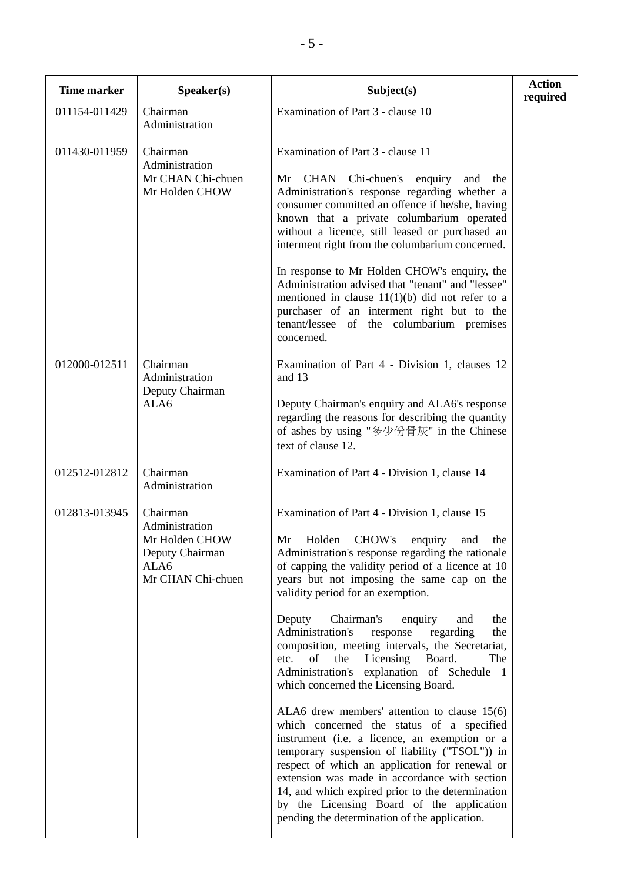| Time marker | Speaker(s) | Subject(s) | Action required |
|---|---|---|---|
| 011154-011429 | Chairman<br>Administration | Examination of Part 3 - clause 10 | |
| 011430-011959 | Chairman<br>Administration<br>Mr CHAN Chi-chuen<br>Mr Holden CHOW | Examination of Part 3 - clause 11<br><br>Mr CHAN Chi-chuen's enquiry and the Administration's response regarding whether a consumer committed an offence if he/she, having known that a private columbarium operated without a licence, still leased or purchased an interment right from the columbarium concerned.<br><br>In response to Mr Holden CHOW's enquiry, the Administration advised that "tenant" and "lessee" mentioned in clause 11(1)(b) did not refer to a purchaser of an interment right but to the tenant/lessee of the columbarium premises concerned. | |
| 012000-012511 | Chairman<br>Administration<br>Deputy Chairman<br>ALA6 | Examination of Part 4 - Division 1, clauses 12 and 13<br><br>Deputy Chairman's enquiry and ALA6's response regarding the reasons for describing the quantity of ashes by using "多少份骨灰" in the Chinese text of clause 12. | |
| 012512-012812 | Chairman<br>Administration | Examination of Part 4 - Division 1, clause 14 | |
| 012813-013945 | Chairman<br>Administration<br>Mr Holden CHOW<br>Deputy Chairman<br>ALA6<br>Mr CHAN Chi-chuen | Examination of Part 4 - Division 1, clause 15<br><br>Mr Holden CHOW's enquiry and the Administration's response regarding the rationale of capping the validity period of a licence at 10 years but not imposing the same cap on the validity period for an exemption.<br><br>Deputy Chairman's enquiry and the Administration's response regarding the composition, meeting intervals, the Secretariat, etc. of the Licensing Board. The Administration's explanation of Schedule 1 which concerned the Licensing Board.<br><br>ALA6 drew members' attention to clause 15(6) which concerned the status of a specified instrument (i.e. a licence, an exemption or a temporary suspension of liability ("TSOL")) in respect of which an application for renewal or extension was made in accordance with section 14, and which expired prior to the determination by the Licensing Board of the application pending the determination of the application. | |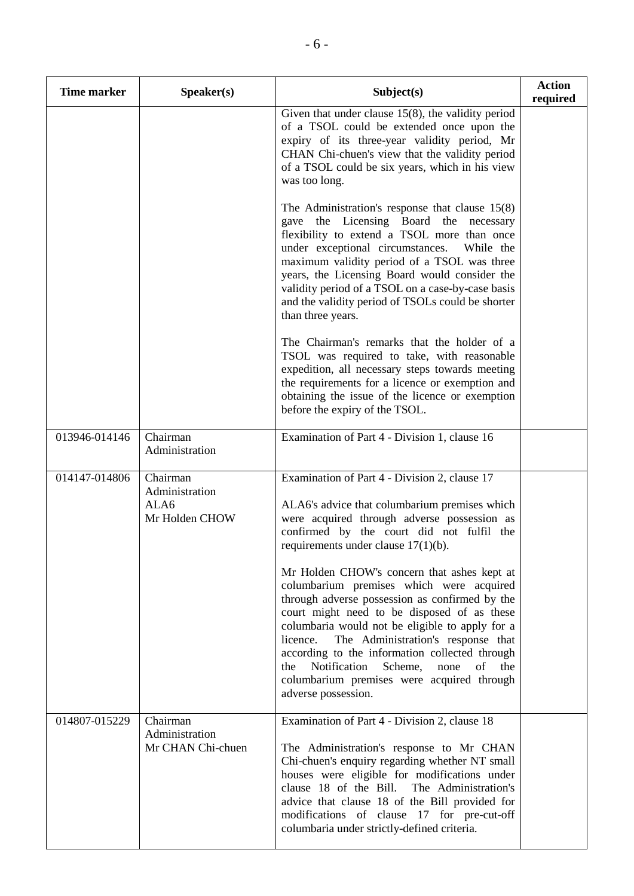| Time marker | Speaker(s) | Subject(s) | Action required |
|---|---|---|---|
| | | Given that under clause 15(8), the validity period of a TSOL could be extended once upon the expiry of its three-year validity period, Mr CHAN Chi-chuen's view that the validity period of a TSOL could be six years, which in his view was too long.<br><br>The Administration's response that clause 15(8) gave the Licensing Board the necessary flexibility to extend a TSOL more than once under exceptional circumstances. While the maximum validity period of a TSOL was three years, the Licensing Board would consider the validity period of a TSOL on a case-by-case basis and the validity period of TSOLs could be shorter than three years.<br><br>The Chairman's remarks that the holder of a TSOL was required to take, with reasonable expedition, all necessary steps towards meeting the requirements for a licence or exemption and obtaining the issue of the licence or exemption before the expiry of the TSOL. | |
| 013946-014146 | Chairman<br>Administration | Examination of Part 4 - Division 1, clause 16 | |
| 014147-014806 | Chairman<br>Administration<br>ALA6<br>Mr Holden CHOW | Examination of Part 4 - Division 2, clause 17<br><br>ALA6's advice that columbarium premises which were acquired through adverse possession as confirmed by the court did not fulfil the requirements under clause 17(1)(b).<br><br>Mr Holden CHOW's concern that ashes kept at columbarium premises which were acquired through adverse possession as confirmed by the court might need to be disposed of as these columbaria would not be eligible to apply for a licence. The Administration's response that according to the information collected through the Notification Scheme, none of the columbarium premises were acquired through adverse possession. | |
| 014807-015229 | Chairman<br>Administration<br>Mr CHAN Chi-chuen | Examination of Part 4 - Division 2, clause 18<br><br>The Administration's response to Mr CHAN Chi-chuen's enquiry regarding whether NT small houses were eligible for modifications under clause 18 of the Bill. The Administration's advice that clause 18 of the Bill provided for modifications of clause 17 for pre-cut-off columbaria under strictly-defined criteria. | |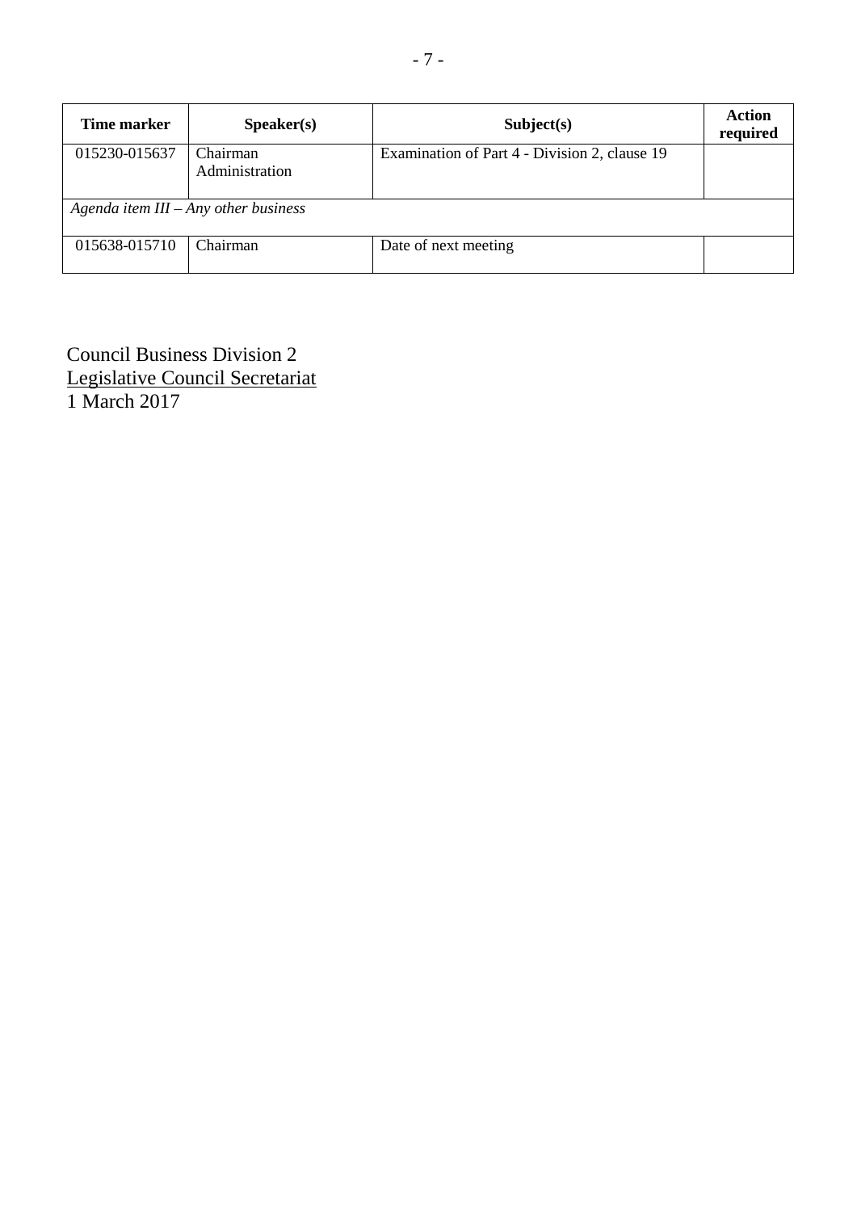| Time marker | Speaker(s) | Subject(s) | Action required |
|---|---|---|---|
| 015230-015637 | Chairman<br>Administration | Examination of Part 4 - Division 2, clause 19 | |
| *Agenda item III – Any other business* | | | |
| 015638-015710 | Chairman | Date of next meeting | |

Council Business Division 2
Legislative Council Secretariat
1 March 2017